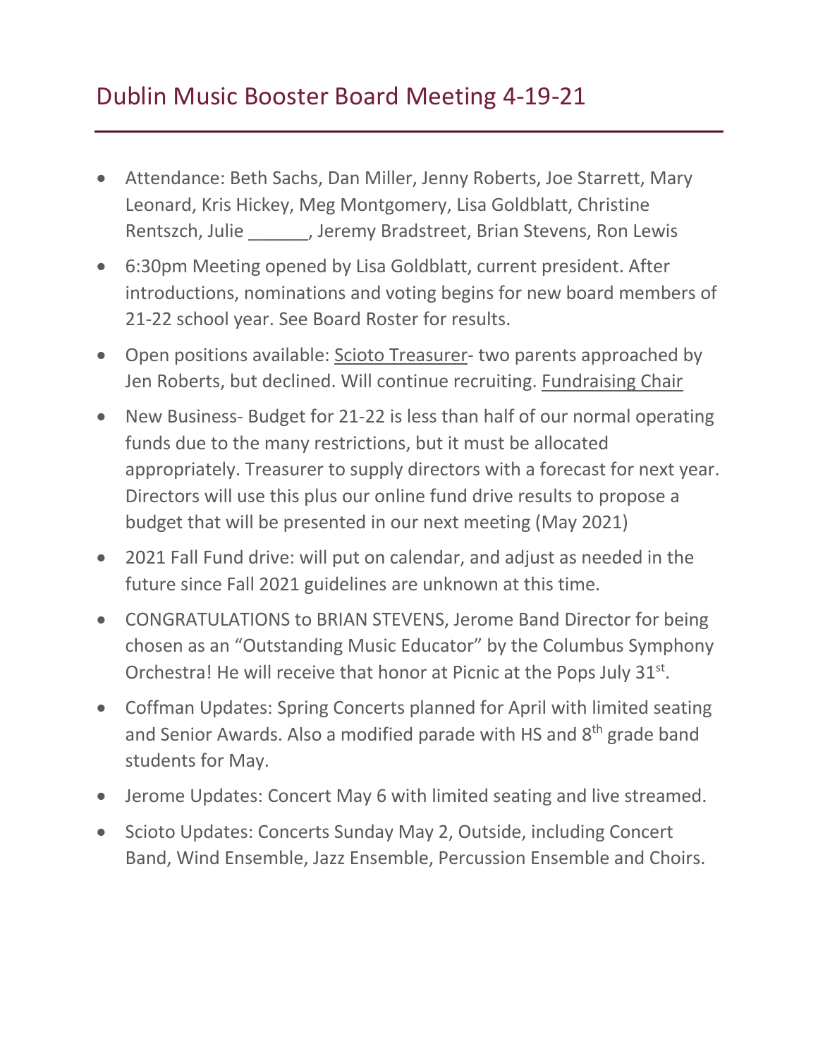# Dublin Music Booster Board Meeting 4-19-21

- Attendance: Beth Sachs, Dan Miller, Jenny Roberts, Joe Starrett, Mary Leonard, Kris Hickey, Meg Montgomery, Lisa Goldblatt, Christine Rentszch, Julie ______, Jeremy Bradstreet, Brian Stevens, Ron Lewis
- 6:30pm Meeting opened by Lisa Goldblatt, current president. After introductions, nominations and voting begins for new board members of 21-22 school year. See Board Roster for results.
- Open positions available: <u>Scioto Treasurer</u>- two parents approached by Jen Roberts, but declined. Will continue recruiting. <u>Fundraising Chair</u>
- New Business- Budget for 21-22 is less than half of our normal operating funds due to the many restrictions, but it must be allocated appropriately. Treasurer to supply directors with a forecast for next year. Directors will use this plus our online fund drive results to propose a budget that will be presented in our next meeting (May 2021)
- 2021 Fall Fund drive: will put on calendar, and adjust as needed in the future since Fall 2021 guidelines are unknown at this time.
- CONGRATULATIONS to BRIAN STEVENS, Jerome Band Director for being chosen as an "Outstanding Music Educator" by the Columbus Symphony Orchestra! He will receive that honor at Picnic at the Pops July 31st.
- Coffman Updates: Spring Concerts planned for April with limited seating and Senior Awards. Also a modified parade with HS and 8th grade band students for May.
- Jerome Updates: Concert May 6 with limited seating and live streamed.
- Scioto Updates: Concerts Sunday May 2, Outside, including Concert Band, Wind Ensemble, Jazz Ensemble, Percussion Ensemble and Choirs.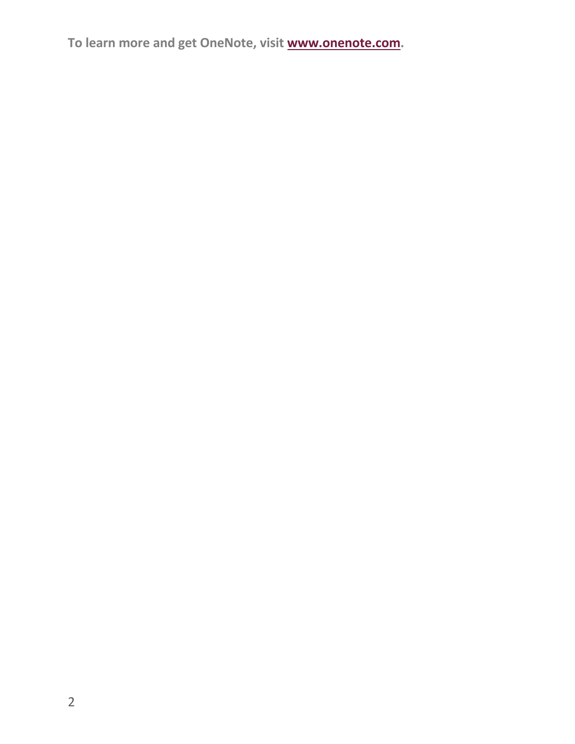**To learn more and get OneNote, visit [www.onenote.com](http://www.onenote.com).**